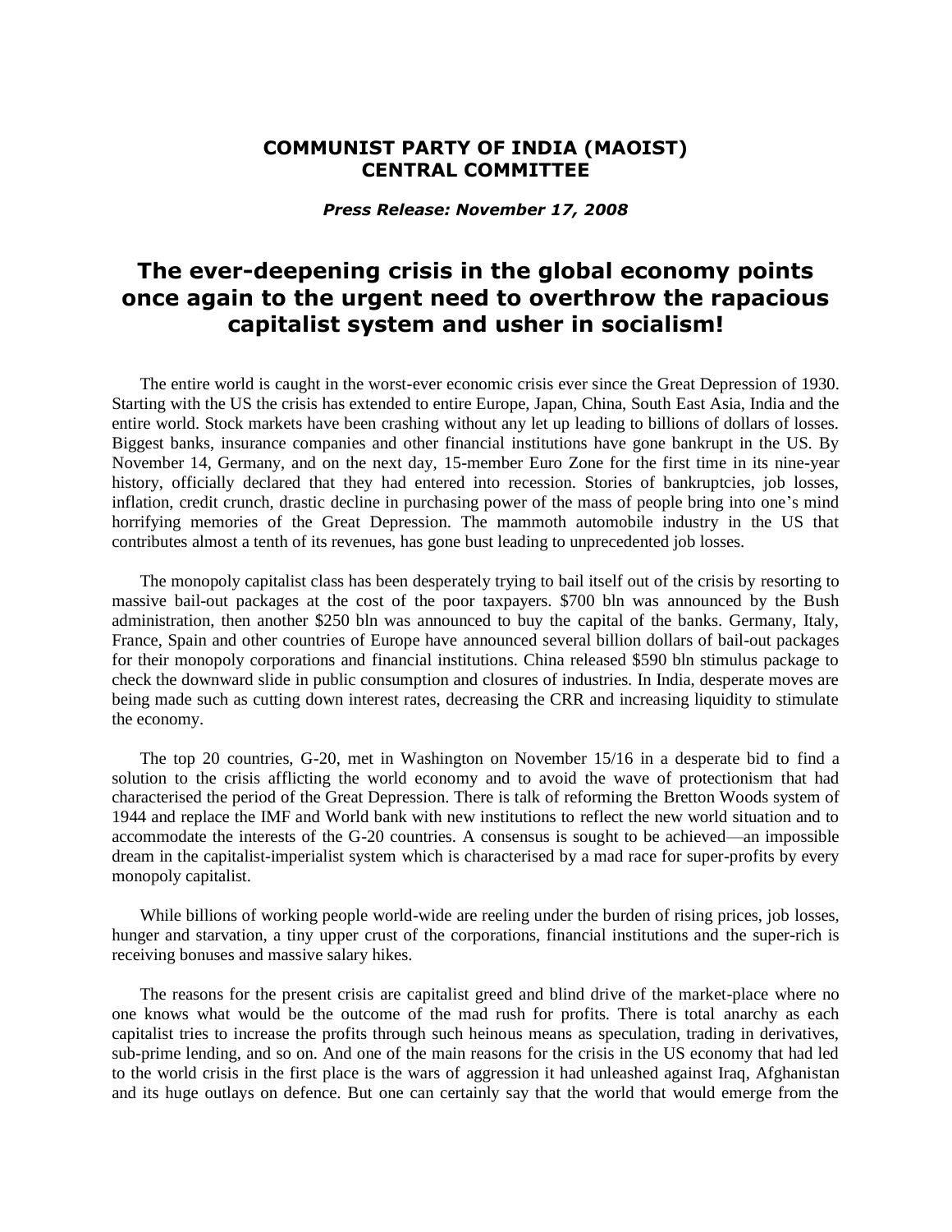**COMMUNIST PARTY OF INDIA (MAOIST)**
**CENTRAL COMMITTEE**

***Press Release: November 17, 2008***

# The ever-deepening crisis in the global economy points once again to the urgent need to overthrow the rapacious capitalist system and usher in socialism!

The entire world is caught in the worst-ever economic crisis ever since the Great Depression of 1930. Starting with the US the crisis has extended to entire Europe, Japan, China, South East Asia, India and the entire world. Stock markets have been crashing without any let up leading to billions of dollars of losses. Biggest banks, insurance companies and other financial institutions have gone bankrupt in the US. By November 14, Germany, and on the next day, 15-member Euro Zone for the first time in its nine-year history, officially declared that they had entered into recession. Stories of bankruptcies, job losses, inflation, credit crunch, drastic decline in purchasing power of the mass of people bring into one's mind horrifying memories of the Great Depression. The mammoth automobile industry in the US that contributes almost a tenth of its revenues, has gone bust leading to unprecedented job losses.

The monopoly capitalist class has been desperately trying to bail itself out of the crisis by resorting to massive bail-out packages at the cost of the poor taxpayers. $700 bln was announced by the Bush administration, then another $250 bln was announced to buy the capital of the banks. Germany, Italy, France, Spain and other countries of Europe have announced several billion dollars of bail-out packages for their monopoly corporations and financial institutions. China released $590 bln stimulus package to check the downward slide in public consumption and closures of industries. In India, desperate moves are being made such as cutting down interest rates, decreasing the CRR and increasing liquidity to stimulate the economy.

The top 20 countries, G-20, met in Washington on November 15/16 in a desperate bid to find a solution to the crisis afflicting the world economy and to avoid the wave of protectionism that had characterised the period of the Great Depression. There is talk of reforming the Bretton Woods system of 1944 and replace the IMF and World bank with new institutions to reflect the new world situation and to accommodate the interests of the G-20 countries. A consensus is sought to be achieved—an impossible dream in the capitalist-imperialist system which is characterised by a mad race for super-profits by every monopoly capitalist.

While billions of working people world-wide are reeling under the burden of rising prices, job losses, hunger and starvation, a tiny upper crust of the corporations, financial institutions and the super-rich is receiving bonuses and massive salary hikes.

The reasons for the present crisis are capitalist greed and blind drive of the market-place where no one knows what would be the outcome of the mad rush for profits. There is total anarchy as each capitalist tries to increase the profits through such heinous means as speculation, trading in derivatives, sub-prime lending, and so on. And one of the main reasons for the crisis in the US economy that had led to the world crisis in the first place is the wars of aggression it had unleashed against Iraq, Afghanistan and its huge outlays on defence. But one can certainly say that the world that would emerge from the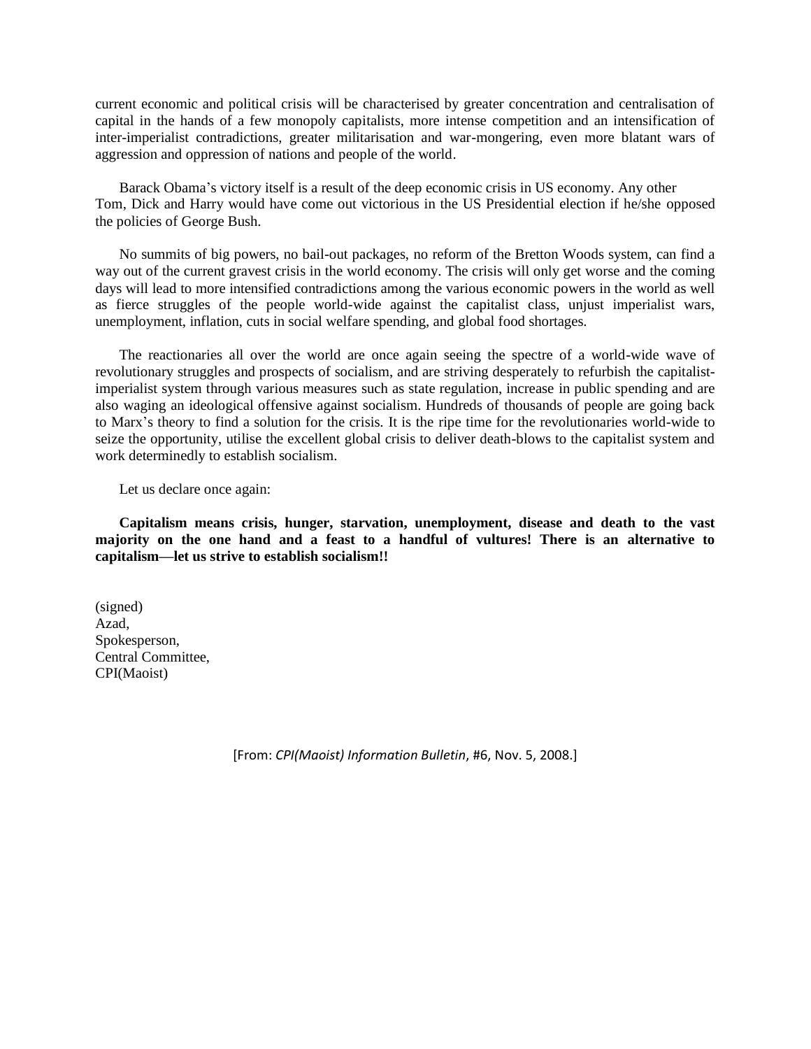current economic and political crisis will be characterised by greater concentration and centralisation of capital in the hands of a few monopoly capitalists, more intense competition and an intensification of inter-imperialist contradictions, greater militarisation and war-mongering, even more blatant wars of aggression and oppression of nations and people of the world.

Barack Obama's victory itself is a result of the deep economic crisis in US economy. Any other Tom, Dick and Harry would have come out victorious in the US Presidential election if he/she opposed the policies of George Bush.

No summits of big powers, no bail-out packages, no reform of the Bretton Woods system, can find a way out of the current gravest crisis in the world economy. The crisis will only get worse and the coming days will lead to more intensified contradictions among the various economic powers in the world as well as fierce struggles of the people world-wide against the capitalist class, unjust imperialist wars, unemployment, inflation, cuts in social welfare spending, and global food shortages.

The reactionaries all over the world are once again seeing the spectre of a world-wide wave of revolutionary struggles and prospects of socialism, and are striving desperately to refurbish the capitalist-imperialist system through various measures such as state regulation, increase in public spending and are also waging an ideological offensive against socialism. Hundreds of thousands of people are going back to Marx's theory to find a solution for the crisis. It is the ripe time for the revolutionaries world-wide to seize the opportunity, utilise the excellent global crisis to deliver death-blows to the capitalist system and work determinedly to establish socialism.

Let us declare once again:

**Capitalism means crisis, hunger, starvation, unemployment, disease and death to the vast majority on the one hand and a feast to a handful of vultures! There is an alternative to capitalism—let us strive to establish socialism!!**

(signed)
Azad,
Spokesperson,
Central Committee,
CPI(Maoist)

[From: *CPI(Maoist) Information Bulletin*, #6, Nov. 5, 2008.]